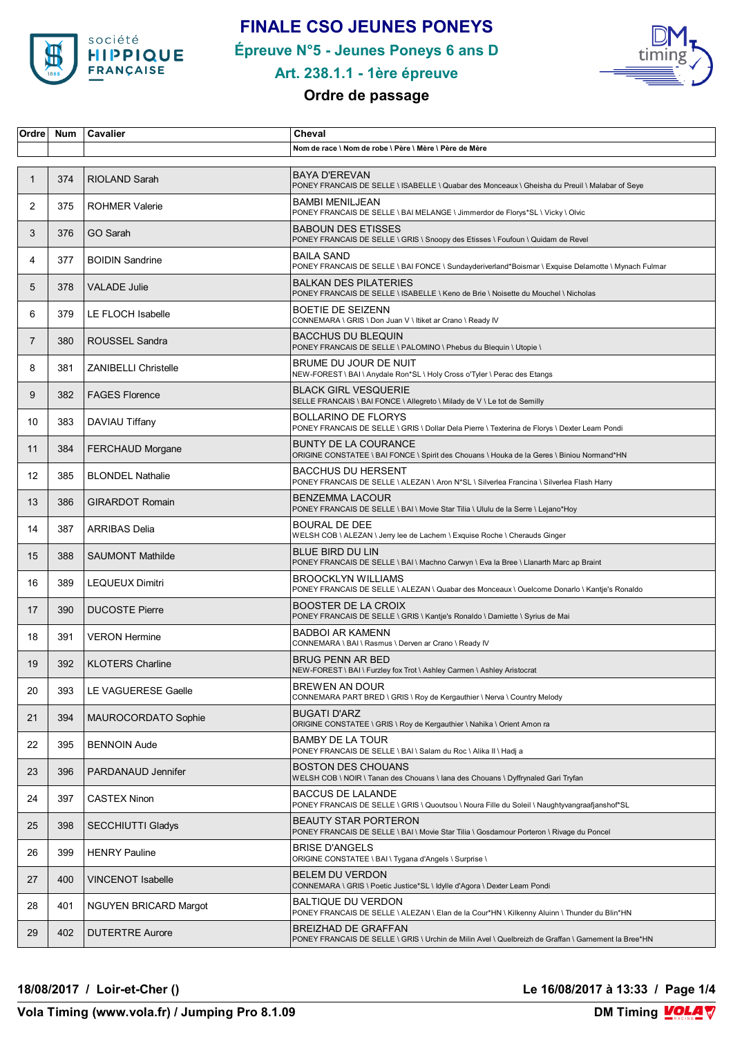# FINALE CSO JEUNES PONEYS

## Épreuve N°5 - Jeunes Poneys 6 ans D

## Art. 238.1.1 - 1ère épreuve

### Ordre de passage

| Ordre | Num | Cavalier | Cheval |
|---|---|---|---|
| | | | Nom de race \ Nom de robe \ Père \ Mère \ Père de Mère |
| 1 | 374 | RIOLAND Sarah | BAYA D'EREVAN<br>PONEY FRANCAIS DE SELLE \ ISABELLE \ Quabar des Monceaux \ Gheisha du Preuil \ Malabar of Seye |
| 2 | 375 | ROHMER Valerie | BAMBI MENILJEAN<br>PONEY FRANCAIS DE SELLE \ BAI MELANGE \ Jimmerdor de Florys*SL \ Vicky \ Olvic |
| 3 | 376 | GO Sarah | BABOUN DES ETISSES<br>PONEY FRANCAIS DE SELLE \ GRIS \ Snoopy des Etisses \ Foufoun \ Quidam de Revel |
| 4 | 377 | BOIDIN Sandrine | BAILA SAND<br>PONEY FRANCAIS DE SELLE \ BAI FONCE \ Sundayderiverland*Boismar \ Exquise Delamotte \ Mynach Fulmar |
| 5 | 378 | VALADE Julie | BALKAN DES PILATERIES<br>PONEY FRANCAIS DE SELLE \ ISABELLE \ Keno de Brie \ Noisette du Mouchel \ Nicholas |
| 6 | 379 | LE FLOCH Isabelle | BOETIE DE SEIZENN<br>CONNEMARA \ GRIS \ Don Juan V \ Itiket ar Crano \ Ready IV |
| 7 | 380 | ROUSSEL Sandra | BACCHUS DU BLEQUIN<br>PONEY FRANCAIS DE SELLE \ PALOMINO \ Phebus du Blequin \ Utopie \ |
| 8 | 381 | ZANIBELLI Christelle | BRUME DU JOUR DE NUIT<br>NEW-FOREST \ BAI \ Anydale Ron*SL \ Holy Cross o'Tyler \ Perac des Etangs |
| 9 | 382 | FAGES Florence | BLACK GIRL VESQUERIE<br>SELLE FRANCAIS \ BAI FONCE \ Allegreto \ Milady de V \ Le tot de Semilly |
| 10 | 383 | DAVIAU Tiffany | BOLLARINO DE FLORYS<br>PONEY FRANCAIS DE SELLE \ GRIS \ Dollar Dela Pierre \ Texterina de Florys \ Dexter Leam Pondi |
| 11 | 384 | FERCHAUD Morgane | BUNTY DE LA COURANCE<br>ORIGINE CONSTATEE \ BAI FONCE \ Spirit des Chouans \ Houka de la Geres \ Biniou Normand*HN |
| 12 | 385 | BLONDEL Nathalie | BACCHUS DU HERSENT<br>PONEY FRANCAIS DE SELLE \ ALEZAN \ Aron N*SL \ Silverlea Francina \ Silverlea Flash Harry |
| 13 | 386 | GIRARDOT Romain | BENZEMMA LACOUR<br>PONEY FRANCAIS DE SELLE \ BAI \ Movie Star Tilia \ Ululu de la Serre \ Lejano*Hoy |
| 14 | 387 | ARRIBAS Delia | BOURAL DE DEE<br>WELSH COB \ ALEZAN \ Jerry lee de Lachem \ Exquise Roche \ Cherauds Ginger |
| 15 | 388 | SAUMONT Mathilde | BLUE BIRD DU LIN<br>PONEY FRANCAIS DE SELLE \ BAI \ Machno Carwyn \ Eva la Bree \ Llanarth Marc ap Braint |
| 16 | 389 | LEQUEUX Dimitri | BROOCKLYN WILLIAMS<br>PONEY FRANCAIS DE SELLE \ ALEZAN \ Quabar des Monceaux \ Ouelcome Donarlo \ Kantje's Ronaldo |
| 17 | 390 | DUCOSTE Pierre | BOOSTER DE LA CROIX<br>PONEY FRANCAIS DE SELLE \ GRIS \ Kantje's Ronaldo \ Damiette \ Syrius de Mai |
| 18 | 391 | VERON Hermine | BADBOI AR KAMENN<br>CONNEMARA \ BAI \ Rasmus \ Derven ar Crano \ Ready IV |
| 19 | 392 | KLOTERS Charline | BRUG PENN AR BED<br>NEW-FOREST \ BAI \ Furzley fox Trot \ Ashley Carmen \ Ashley Aristocrat |
| 20 | 393 | LE VAGUERESE Gaelle | BREWEN AN DOUR<br>CONNEMARA PART BRED \ GRIS \ Roy de Kergauthier \ Nerva \ Country Melody |
| 21 | 394 | MAUROCORDATO Sophie | BUGATI D'ARZ<br>ORIGINE CONSTATEE \ GRIS \ Roy de Kergauthier \ Nahika \ Orient Amon ra |
| 22 | 395 | BENNOIN Aude | BAMBY DE LA TOUR<br>PONEY FRANCAIS DE SELLE \ BAI \ Salam du Roc \ Alika II \ Hadj a |
| 23 | 396 | PARDANAUD Jennifer | BOSTON DES CHOUANS<br>WELSH COB \ NOIR \ Tanan des Chouans \ Iana des Chouans \ Dyffrynaled Gari Tryfan |
| 24 | 397 | CASTEX Ninon | BACCUS DE LALANDE<br>PONEY FRANCAIS DE SELLE \ GRIS \ Quoutsou \ Noura Fille du Soleil \ Naughtyvangraafjanshof*SL |
| 25 | 398 | SECCHIUTTI Gladys | BEAUTY STAR PORTERON<br>PONEY FRANCAIS DE SELLE \ BAI \ Movie Star Tilia \ Gosdamour Porteron \ Rivage du Poncel |
| 26 | 399 | HENRY Pauline | BRISE D'ANGELS<br>ORIGINE CONSTATEE \ BAI \ Tygana d'Angels \ Surprise \ |
| 27 | 400 | VINCENOT Isabelle | BELEM DU VERDON<br>CONNEMARA \ GRIS \ Poetic Justice*SL \ Idylle d'Agora \ Dexter Leam Pondi |
| 28 | 401 | NGUYEN BRICARD Margot | BALTIQUE DU VERDON<br>PONEY FRANCAIS DE SELLE \ ALEZAN \ Elan de la Cour*HN \ Kilkenny Aluinn \ Thunder du Blin*HN |
| 29 | 402 | DUTERTRE Aurore | BREIZHAD DE GRAFFAN<br>PONEY FRANCAIS DE SELLE \ GRIS \ Urchin de Milin Avel \ Quelbreizh de Graffan \ Garnement la Bree*HN |

**18/08/2017 / Loir-et-Cher ()**

**Le 16/08/2017 à 13:33**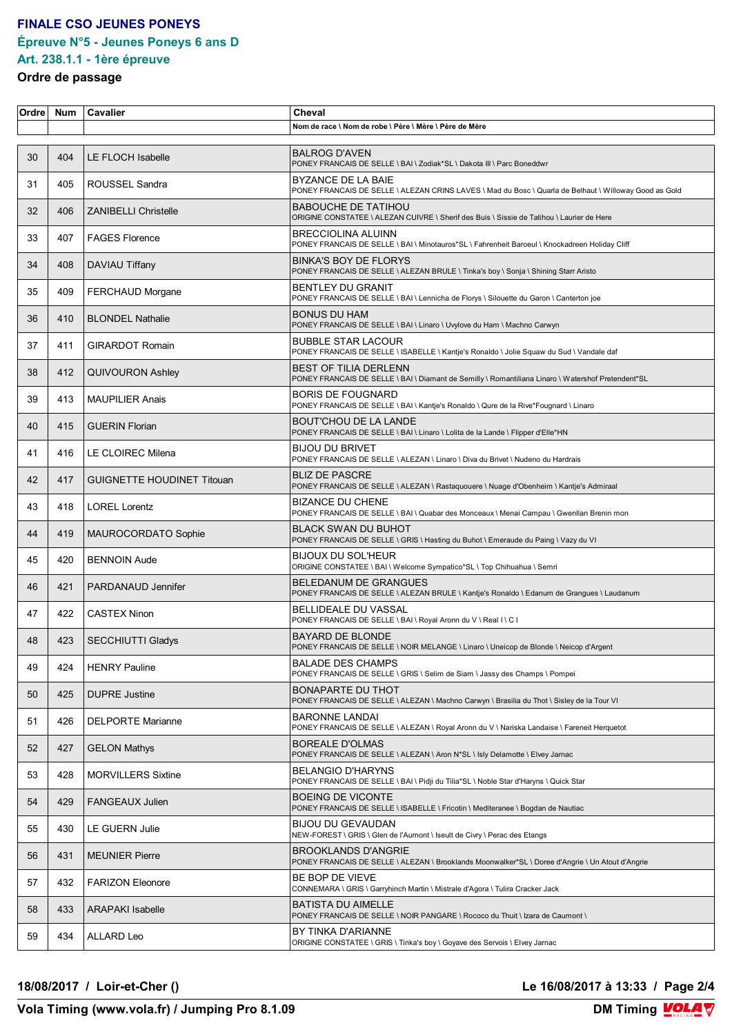# FINALE CSO JEUNES PONEYS

## Épreuve N°5 - Jeunes Poneys 6 ans D

## Art. 238.1.1 - 1ère épreuve

**Ordre de passage**

| Ordre | Num | Cavalier | Cheval |
|---|---|---|---|
| | | | Nom de race \ Nom de robe \ Père \ Mère \ Père de Mère |
| 30 | 404 | LE FLOCH Isabelle | BALROG D'AVEN<br>PONEY FRANCAIS DE SELLE \ BAI \ Zodiak*SL \ Dakota III \ Parc Boneddwr |
| 31 | 405 | ROUSSEL Sandra | BYZANCE DE LA BAIE<br>PONEY FRANCAIS DE SELLE \ ALEZAN CRINS LAVES \ Mad du Bosc \ Quarla de Belhaut \ Willoway Good as Gold |
| 32 | 406 | ZANIBELLI Christelle | BABOUCHE DE TATIHOU<br>ORIGINE CONSTATEE \ ALEZAN CUIVRE \ Sherif des Buis \ Sissie de Tatihou \ Laurier de Here |
| 33 | 407 | FAGES Florence | BRECCIOLINA ALUINN<br>PONEY FRANCAIS DE SELLE \ BAI \ Minotauros*SL \ Fahrenheit Baroeul \ Knockadreen Holiday Cliff |
| 34 | 408 | DAVIAU Tiffany | BINKA'S BOY DE FLORYS<br>PONEY FRANCAIS DE SELLE \ ALEZAN BRULE \ Tinka's boy \ Sonja \ Shining Starr Aristo |
| 35 | 409 | FERCHAUD Morgane | BENTLEY DU GRANIT<br>PONEY FRANCAIS DE SELLE \ BAI \ Lennicha de Florys \ Silouette du Garon \ Canterton joe |
| 36 | 410 | BLONDEL Nathalie | BONUS DU HAM<br>PONEY FRANCAIS DE SELLE \ BAI \ Linaro \ Uvylove du Ham \ Machno Carwyn |
| 37 | 411 | GIRARDOT Romain | BUBBLE STAR LACOUR<br>PONEY FRANCAIS DE SELLE \ ISABELLE \ Kantje's Ronaldo \ Jolie Squaw du Sud \ Vandale daf |
| 38 | 412 | QUIVOURON Ashley | BEST OF TILIA DERLENN<br>PONEY FRANCAIS DE SELLE \ BAI \ Diamant de Semilly \ Romantiliana Linaro \ Watershof Pretendent*SL |
| 39 | 413 | MAUPILIER Anais | BORIS DE FOUGNARD<br>PONEY FRANCAIS DE SELLE \ BAI \ Kantje's Ronaldo \ Qure de la Rive*Fougnard \ Linaro |
| 40 | 415 | GUERIN Florian | BOUT'CHOU DE LA LANDE<br>PONEY FRANCAIS DE SELLE \ BAI \ Linaro \ Lolita de la Lande \ Flipper d'Elle*HN |
| 41 | 416 | LE CLOIREC Milena | BIJOU DU BRIVET<br>PONEY FRANCAIS DE SELLE \ ALEZAN \ Linaro \ Diva du Brivet \ Nudeno du Hardrais |
| 42 | 417 | GUIGNETTE HOUDINET Titouan | BLIZ DE PASCRE<br>PONEY FRANCAIS DE SELLE \ ALEZAN \ Rastaquouere \ Nuage d'Obenheim \ Kantje's Admiraal |
| 43 | 418 | LOREL Lorentz | BIZANCE DU CHENE<br>PONEY FRANCAIS DE SELLE \ BAI \ Quabar des Monceaux \ Menai Campau \ Gwenllan Brenin mon |
| 44 | 419 | MAUROCORDATO Sophie | BLACK SWAN DU BUHOT<br>PONEY FRANCAIS DE SELLE \ GRIS \ Hasting du Buhot \ Emeraude du Paing \ Vazy du VI |
| 45 | 420 | BENNOIN Aude | BIJOUX DU SOL'HEUR<br>ORIGINE CONSTATEE \ BAI \ Welcome Sympatico*SL \ Top Chihuahua \ Semri |
| 46 | 421 | PARDANAUD Jennifer | BELEDANUM DE GRANGUES<br>PONEY FRANCAIS DE SELLE \ ALEZAN BRULE \ Kantje's Ronaldo \ Edanum de Grangues \ Laudanum |
| 47 | 422 | CASTEX Ninon | BELLIDEALE DU VASSAL<br>PONEY FRANCAIS DE SELLE \ BAI \ Royal Aronn du V \ Real I \ C I |
| 48 | 423 | SECCHIUTTI Gladys | BAYARD DE BLONDE<br>PONEY FRANCAIS DE SELLE \ NOIR MELANGE \ Linaro \ Uneicop de Blonde \ Neicop d'Argent |
| 49 | 424 | HENRY Pauline | BALADE DES CHAMPS<br>PONEY FRANCAIS DE SELLE \ GRIS \ Selim de Siam \ Jassy des Champs \ Pompei |
| 50 | 425 | DUPRE Justine | BONAPARTE DU THOT<br>PONEY FRANCAIS DE SELLE \ ALEZAN \ Machno Carwyn \ Brasilia du Thot \ Sisley de la Tour VI |
| 51 | 426 | DELPORTE Marianne | BARONNE LANDAI<br>PONEY FRANCAIS DE SELLE \ ALEZAN \ Royal Aronn du V \ Nariska Landaise \ Fareneit Herquetot |
| 52 | 427 | GELON Mathys | BOREALE D'OLMAS<br>PONEY FRANCAIS DE SELLE \ ALEZAN \ Aron N*SL \ Isly Delamotte \ Elvey Jarnac |
| 53 | 428 | MORVILLERS Sixtine | BELANGIO D'HARYNS<br>PONEY FRANCAIS DE SELLE \ BAI \ Pidji du Tilia*SL \ Noble Star d'Haryns \ Quick Star |
| 54 | 429 | FANGEAUX Julien | BOEING DE VICONTE<br>PONEY FRANCAIS DE SELLE \ ISABELLE \ Fricotin \ Mediteranee \ Bogdan de Nautiac |
| 55 | 430 | LE GUERN Julie | BIJOU DU GEVAUDAN<br>NEW-FOREST \ GRIS \ Glen de l'Aumont \ Iseult de Civry \ Perac des Etangs |
| 56 | 431 | MEUNIER Pierre | BROOKLANDS D'ANGRIE<br>PONEY FRANCAIS DE SELLE \ ALEZAN \ Brooklands Moonwalker*SL \ Doree d'Angrie \ Un Atout d'Angrie |
| 57 | 432 | FARIZON Eleonore | BE BOP DE VIEVE<br>CONNEMARA \ GRIS \ Garryhinch Martin \ Mistrale d'Agora \ Tulira Cracker Jack |
| 58 | 433 | ARAPAKI Isabelle | BATISTA DU AIMELLE<br>PONEY FRANCAIS DE SELLE \ NOIR PANGARE \ Rococo du Thuit \ Izara de Caumont \ |
| 59 | 434 | ALLARD Leo | BY TINKA D'ARIANNE<br>ORIGINE CONSTATEE \ GRIS \ Tinka's boy \ Goyave des Servois \ Elvey Jarnac |

**18/08/2017 / Loir-et-Cher ()** **Le 16/08/2017 à 13:33**

**Vola Timing (www.vola.fr) / Jumping Pro 8.1.09** **DM Timing**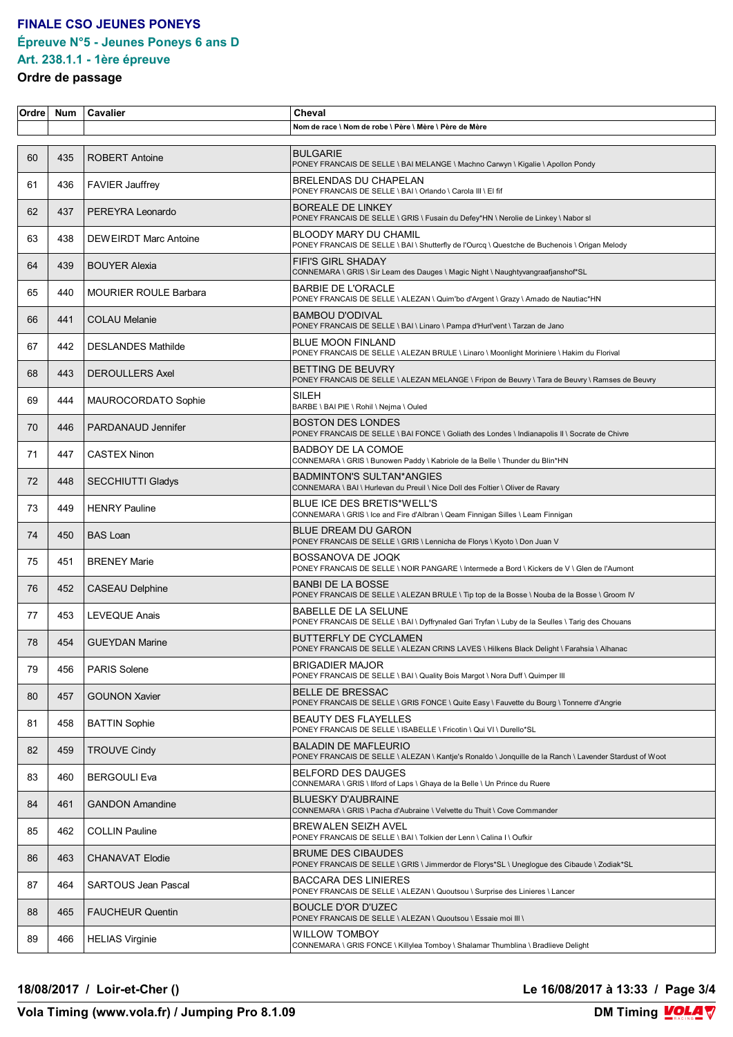# FINALE CSO JEUNES PONEYS

## Épreuve N°5 - Jeunes Poneys 6 ans D

## Art. 238.1.1 - 1ère épreuve

**Ordre de passage**

| Ordre | Num | Cavalier | Cheval<br>Nom de race \ Nom de robe \ Père \ Mère \ Père de Mère |
|---|---|---|---|
| 60 | 435 | ROBERT Antoine | BULGARIE<br>PONEY FRANCAIS DE SELLE \ BAI MELANGE \ Machno Carwyn \ Kigalie \ Apollon Pondy |
| 61 | 436 | FAVIER Jauffrey | BRELENDAS DU CHAPELAN<br>PONEY FRANCAIS DE SELLE \ BAI \ Orlando \ Carola III \ El fif |
| 62 | 437 | PEREYRA Leonardo | BOREALE DE LINKEY<br>PONEY FRANCAIS DE SELLE \ GRIS \ Fusain du Defey*HN \ Nerolie de Linkey \ Nabor sl |
| 63 | 438 | DEWEIRDT Marc Antoine | BLOODY MARY DU CHAMIL<br>PONEY FRANCAIS DE SELLE \ BAI \ Shutterfly de l'Ourcq \ Questche de Buchenois \ Origan Melody |
| 64 | 439 | BOUYER Alexia | FIFI'S GIRL SHADAY<br>CONNEMARA \ GRIS \ Sir Leam des Dauges \ Magic Night \ Naughtyvangraafjanshof*SL |
| 65 | 440 | MOURIER ROULE Barbara | BARBIE DE L'ORACLE<br>PONEY FRANCAIS DE SELLE \ ALEZAN \ Quim'bo d'Argent \ Grazy \ Amado de Nautiac*HN |
| 66 | 441 | COLAU Melanie | BAMBOU D'ODIVAL<br>PONEY FRANCAIS DE SELLE \ BAI \ Linaro \ Pampa d'Hurl'vent \ Tarzan de Jano |
| 67 | 442 | DESLANDES Mathilde | BLUE MOON FINLAND<br>PONEY FRANCAIS DE SELLE \ ALEZAN BRULE \ Linaro \ Moonlight Moriniere \ Hakim du Florival |
| 68 | 443 | DEROULLERS Axel | BETTING DE BEUVRY<br>PONEY FRANCAIS DE SELLE \ ALEZAN MELANGE \ Fripon de Beuvry \ Tara de Beuvry \ Ramses de Beuvry |
| 69 | 444 | MAUROCORDATO Sophie | SILEH<br>BARBE \ BAI PIE \ Rohil \ Nejma \ Ouled |
| 70 | 446 | PARDANAUD Jennifer | BOSTON DES LONDES<br>PONEY FRANCAIS DE SELLE \ BAI FONCE \ Goliath des Londes \ Indianapolis II \ Socrate de Chivre |
| 71 | 447 | CASTEX Ninon | BADBOY DE LA COMOE<br>CONNEMARA \ GRIS \ Bunowen Paddy \ Kabriole de la Belle \ Thunder du Blin*HN |
| 72 | 448 | SECCHIUTTI Gladys | BADMINTON'S SULTAN*ANGIES<br>CONNEMARA \ BAI \ Hurlevan du Preuil \ Nice Doll des Foltier \ Oliver de Ravary |
| 73 | 449 | HENRY Pauline | BLUE ICE DES BRETIS*WELL'S<br>CONNEMARA \ GRIS \ Ice and Fire d'Alban \ Qeam Finnigan Silles \ Leam Finnigan |
| 74 | 450 | BAS Loan | BLUE DREAM DU GARON<br>PONEY FRANCAIS DE SELLE \ GRIS \ Lennicha de Florys \ Kyoto \ Don Juan V |
| 75 | 451 | BRENEY Marie | BOSSANOVA DE JOQK<br>PONEY FRANCAIS DE SELLE \ NOIR PANGARE \ Intermede a Bord \ Kickers de V \ Glen de l'Aumont |
| 76 | 452 | CASEAU Delphine | BANBI DE LA BOSSE<br>PONEY FRANCAIS DE SELLE \ ALEZAN BRULE \ Tip top de la Bosse \ Nouba de la Bosse \ Groom IV |
| 77 | 453 | LEVEQUE Anais | BABELLE DE LA SELUNE<br>PONEY FRANCAIS DE SELLE \ BAI \ Dyffrynaled Gari Tryfan \ Luby de la Seulles \ Tarig des Chouans |
| 78 | 454 | GUEYDAN Marine | BUTTERFLY DE CYCLAMEN<br>PONEY FRANCAIS DE SELLE \ ALEZAN CRINS LAVES \ Hilkens Black Delight \ Farahsia \ Alhanac |
| 79 | 456 | PARIS Solene | BRIGADIER MAJOR<br>PONEY FRANCAIS DE SELLE \ BAI \ Quality Bois Margot \ Nora Duff \ Quimper III |
| 80 | 457 | GOUNON Xavier | BELLE DE BRESSAC<br>PONEY FRANCAIS DE SELLE \ GRIS FONCE \ Quite Easy \ Fauvette du Bourg \ Tonnerre d'Angrie |
| 81 | 458 | BATTIN Sophie | BEAUTY DES FLAYELLES<br>PONEY FRANCAIS DE SELLE \ ISABELLE \ Fricotin \ Qui VI \ Durello*SL |
| 82 | 459 | TROUVE Cindy | BALADIN DE MAFLEURIO<br>PONEY FRANCAIS DE SELLE \ ALEZAN \ Kantje's Ronaldo \ Jonquille de la Ranch \ Lavender Stardust of Woot |
| 83 | 460 | BERGOULI Eva | BELFORD DES DAUGES<br>CONNEMARA \ GRIS \ Ilford of Laps \ Ghaya de la Belle \ Un Prince du Ruere |
| 84 | 461 | GANDON Amandine | BLUESKY D'AUBRAINE<br>CONNEMARA \ GRIS \ Pacha d'Aubraine \ Velvette du Thuit \ Cove Commander |
| 85 | 462 | COLLIN Pauline | BREWALEN SEIZH AVEL<br>PONEY FRANCAIS DE SELLE \ BAI \ Tolkien der Lenn \ Calina I \ Oufkir |
| 86 | 463 | CHANAVAT Elodie | BRUME DES CIBAUDES<br>PONEY FRANCAIS DE SELLE \ GRIS \ Jimmerdor de Florys*SL \ Uneglogue des Cibaude \ Zodiak*SL |
| 87 | 464 | SARTOUS Jean Pascal | BACCARA DES LINIERES<br>PONEY FRANCAIS DE SELLE \ ALEZAN \ Quoutsou \ Surprise des Linieres \ Lancer |
| 88 | 465 | FAUCHEUR Quentin | BOUCLE D'OR D'UZEC<br>PONEY FRANCAIS DE SELLE \ ALEZAN \ Quoutsou \ Essaie moi III \ |
| 89 | 466 | HELIAS Virginie | WILLOW TOMBOY<br>CONNEMARA \ GRIS FONCE \ Killylea Tomboy \ Shalamar Thumblina \ Bradlieve Delight |

**18/08/2017 / Loir-et-Cher ()** **Le 16/08/2017 à 13:33**

**Vola Timing (www.vola.fr) / Jumping Pro 8.1.09** **DM Timing**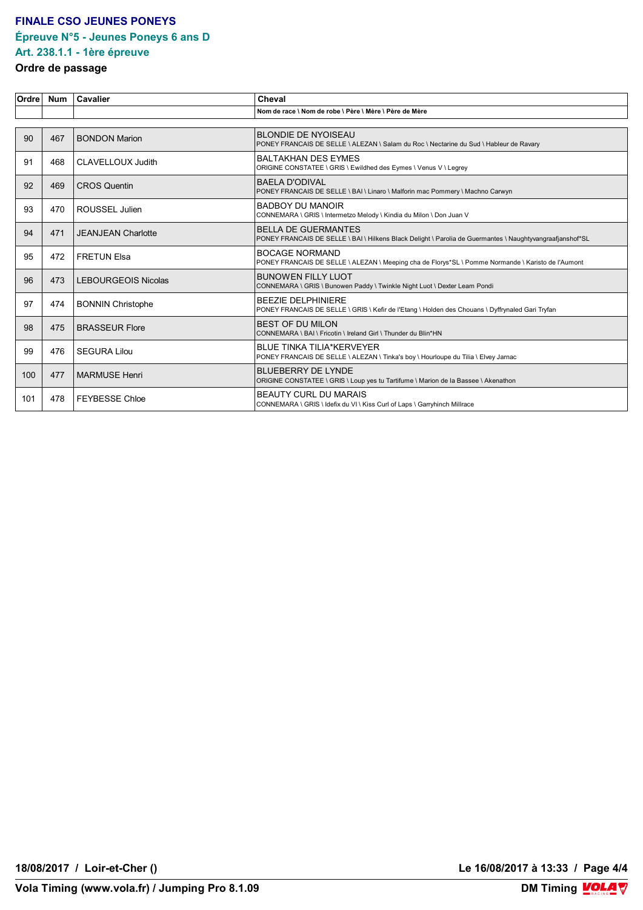# FINALE CSO JEUNES PONEYS

## Épreuve N°5 - Jeunes Poneys 6 ans D

## Art. 238.1.1 - 1ère épreuve

### Ordre de passage

| Ordre | Num | Cavalier | Cheval |
|---|---|---|---|
| | | | Nom de race \ Nom de robe \ Père \ Mère \ Père de Mère |
| 90 | 467 | BONDON Marion | BLONDIE DE NYOISEAU<br>PONEY FRANCAIS DE SELLE \ ALEZAN \ Salam du Roc \ Nectarine du Sud \ Hableur de Ravary |
| 91 | 468 | CLAVELLOUX Judith | BALTAKHAN DES EYMES<br>ORIGINE CONSTATEE \ GRIS \ Ewildhed des Eymes \ Venus V \ Legrey |
| 92 | 469 | CROS Quentin | BAELA D'ODIVAL<br>PONEY FRANCAIS DE SELLE \ BAI \ Linaro \ Malforin mac Pommery \ Machno Carwyn |
| 93 | 470 | ROUSSEL Julien | BADBOY DU MANOIR<br>CONNEMARA \ GRIS \ Intermetzo Melody \ Kindia du Milon \ Don Juan V |
| 94 | 471 | JEANJEAN Charlotte | BELLA DE GUERMANTES<br>PONEY FRANCAIS DE SELLE \ BAI \ Hilkens Black Delight \ Parolia de Guermantes \ Naughtyvangraafjanshof*SL |
| 95 | 472 | FRETUN Elsa | BOCAGE NORMAND<br>PONEY FRANCAIS DE SELLE \ ALEZAN \ Meeping cha de Florys*SL \ Pomme Normande \ Karisto de l'Aumont |
| 96 | 473 | LEBOURGEOIS Nicolas | BUNOWEN FILLY LUOT<br>CONNEMARA \ GRIS \ Bunowen Paddy \ Twinkle Night Luot \ Dexter Leam Pondi |
| 97 | 474 | BONNIN Christophe | BEEZIE DELPHINIERE<br>PONEY FRANCAIS DE SELLE \ GRIS \ Kefir de l'Etang \ Holden des Chouans \ Dyffrynaled Gari Tryfan |
| 98 | 475 | BRASSEUR Flore | BEST OF DU MILON<br>CONNEMARA \ BAI \ Fricotin \ Ireland Girl \ Thunder du Blin*HN |
| 99 | 476 | SEGURA Lilou | BLUE TINKA TILIA*KERVEYER<br>PONEY FRANCAIS DE SELLE \ ALEZAN \ Tinka's boy \ Hourloupe du Tilia \ Elvey Jarnac |
| 100 | 477 | MARMUSE Henri | BLUEBERRY DE LYNDE<br>ORIGINE CONSTATEE \ GRIS \ Loup yes tu Tartifume \ Marion de la Bassee \ Akenathon |
| 101 | 478 | FEYBESSE Chloe | BEAUTY CURL DU MARAIS<br>CONNEMARA \ GRIS \ Idefix du VI \ Kiss Curl of Laps \ Garryhinch Millrace |